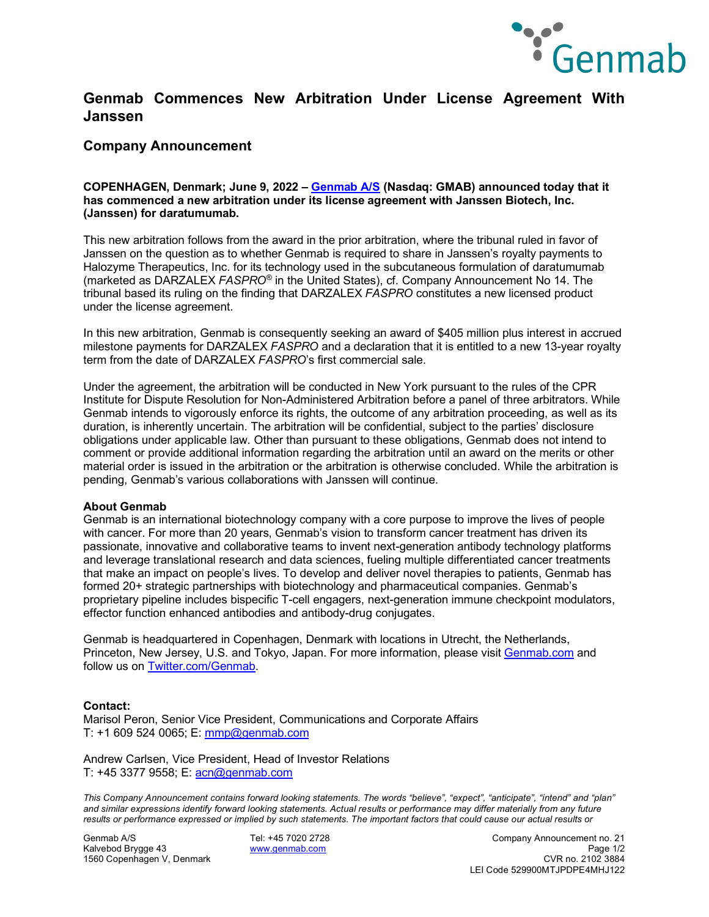# Genmab Commences New Arbitration Under License Agreement With Janssen

## Company Announcement

**COPENHAGEN, Denmark; June 9, 2022 – [Genmab A/S](https://www.genmab.com) (Nasdaq: GMAB) announced today that it has commenced a new arbitration under its license agreement with Janssen Biotech, Inc. (Janssen) for daratumumab.**

This new arbitration follows from the award in the prior arbitration, where the tribunal ruled in favor of Janssen on the question as to whether Genmab is required to share in Janssen's royalty payments to Halozyme Therapeutics, Inc. for its technology used in the subcutaneous formulation of daratumumab (marketed as DARZALEX *FASPRO*® in the United States), cf. Company Announcement No 14. The tribunal based its ruling on the finding that DARZALEX *FASPRO* constitutes a new licensed product under the license agreement.

In this new arbitration, Genmab is consequently seeking an award of $405 million plus interest in accrued milestone payments for DARZALEX *FASPRO* and a declaration that it is entitled to a new 13-year royalty term from the date of DARZALEX *FASPRO*'s first commercial sale.

Under the agreement, the arbitration will be conducted in New York pursuant to the rules of the CPR Institute for Dispute Resolution for Non-Administered Arbitration before a panel of three arbitrators. While Genmab intends to vigorously enforce its rights, the outcome of any arbitration proceeding, as well as its duration, is inherently uncertain. The arbitration will be confidential, subject to the parties' disclosure obligations under applicable law. Other than pursuant to these obligations, Genmab does not intend to comment or provide additional information regarding the arbitration until an award on the merits or other material order is issued in the arbitration or the arbitration is otherwise concluded. While the arbitration is pending, Genmab's various collaborations with Janssen will continue.

**About Genmab**

Genmab is an international biotechnology company with a core purpose to improve the lives of people with cancer. For more than 20 years, Genmab's vision to transform cancer treatment has driven its passionate, innovative and collaborative teams to invent next-generation antibody technology platforms and leverage translational research and data sciences, fueling multiple differentiated cancer treatments that make an impact on people's lives. To develop and deliver novel therapies to patients, Genmab has formed 20+ strategic partnerships with biotechnology and pharmaceutical companies. Genmab's proprietary pipeline includes bispecific T-cell engagers, next-generation immune checkpoint modulators, effector function enhanced antibodies and antibody-drug conjugates.

Genmab is headquartered in Copenhagen, Denmark with locations in Utrecht, the Netherlands, Princeton, New Jersey, U.S. and Tokyo, Japan. For more information, please visit [Genmab.com](https://www.genmab.com) and follow us on [Twitter.com/Genmab](https://twitter.com/Genmab).

**Contact:**

Marisol Peron, Senior Vice President, Communications and Corporate Affairs
T: +1 609 524 0065; E: [mmp@genmab.com](mailto:mmp@genmab.com)

Andrew Carlsen, Vice President, Head of Investor Relations
T: +45 3377 9558; E: [acn@genmab.com](mailto:acn@genmab.com)

*This Company Announcement contains forward looking statements. The words "believe", "expect", "anticipate", "intend" and "plan" and similar expressions identify forward looking statements. Actual results or performance may differ materially from any future results or performance expressed or implied by such statements. The important factors that could cause our actual results or*

Genmab A/S
Kalvebod Brygge 43
1560 Copenhagen V, Denmark

Tel: +45 7020 2728
www.genmab.com

Company Announcement no. 21
CVR no. 2102 3884
LEI Code 529900MTJPDPE4MHJ122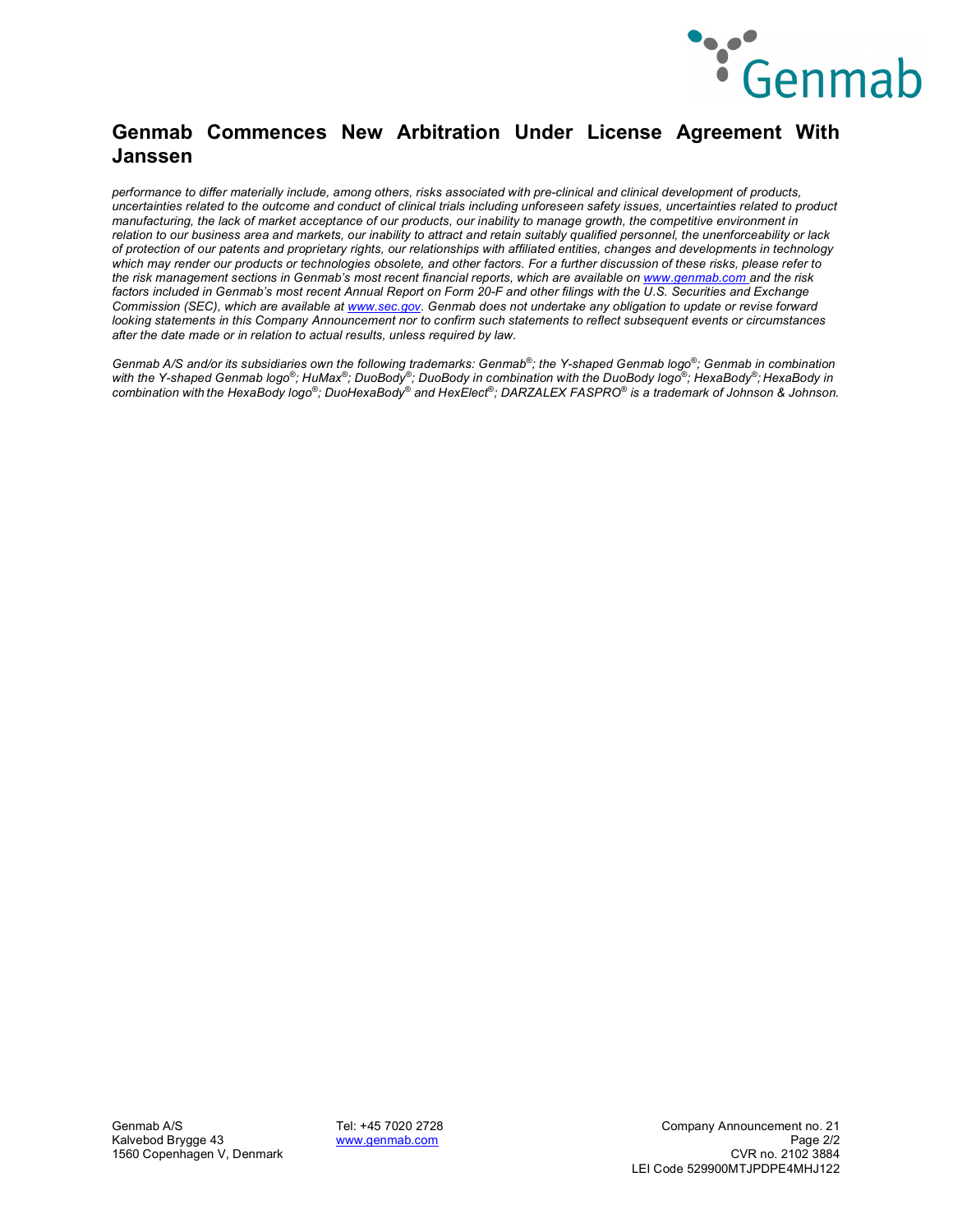*performance to differ materially include, among others, risks associated with pre-clinical and clinical development of products, uncertainties related to the outcome and conduct of clinical trials including unforeseen safety issues, uncertainties related to product manufacturing, the lack of market acceptance of our products, our inability to manage growth, the competitive environment in relation to our business area and markets, our inability to attract and retain suitably qualified personnel, the unenforceability or lack of protection of our patents and proprietary rights, our relationships with affiliated entities, changes and developments in technology which may render our products or technologies obsolete, and other factors. For a further discussion of these risks, please refer to the risk management sections in Genmab's most recent financial reports, which are available on [www.genmab.com](http://www.genmab.com) and the risk factors included in Genmab's most recent Annual Report on Form 20-F and other filings with the U.S. Securities and Exchange Commission (SEC), which are available at [www.sec.gov](http://www.sec.gov). Genmab does not undertake any obligation to update or revise forward looking statements in this Company Announcement nor to confirm such statements to reflect subsequent events or circumstances after the date made or in relation to actual results, unless required by law.*

*Genmab A/S and/or its subsidiaries own the following trademarks: Genmab®; the Y-shaped Genmab logo®; Genmab in combination with the Y-shaped Genmab logo®; HuMax®; DuoBody®; DuoBody in combination with the DuoBody logo®; HexaBody®; HexaBody in combination with the HexaBody logo®; DuoHexaBody® and HexElect®; DARZALEX FASPRO® is a trademark of Johnson & Johnson.*